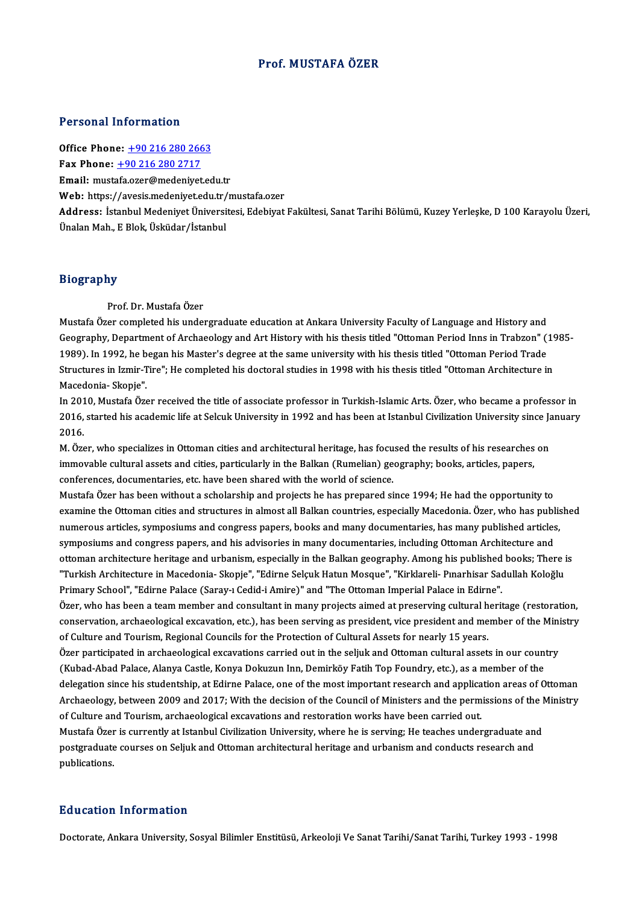# Prof. MUSTAFA ÖZER

## Personal Information

**Office Phone:** +90 216 280 2663
**Fax Phone:** +90 216 280 2717
**Email:** mustafa.ozer@medeniyet.edu.tr
**Web:** https://avesis.medeniyet.edu.tr/mustafa.ozer
**Address:** İstanbul Medeniyet Üniversitesi, Edebiyat Fakültesi, Sanat Tarihi Bölümü, Kuzey Yerleşke, D 100 Karayolu Üzeri, Ünalan Mah., E Blok, Üsküdar/İstanbul

## Biography

Prof. Dr. Mustafa Özer

Mustafa Özer completed his undergraduate education at Ankara University Faculty of Language and History and Geography, Department of Archaeology and Art History with his thesis titled "Ottoman Period Inns in Trabzon" (1985-1989). In 1992, he began his Master's degree at the same university with his thesis titled "Ottoman Period Trade Structures in Izmir-Tire"; He completed his doctoral studies in 1998 with his thesis titled "Ottoman Architecture in Macedonia- Skopje".

In 2010, Mustafa Özer received the title of associate professor in Turkish-Islamic Arts. Özer, who became a professor in 2016, started his academic life at Selcuk University in 1992 and has been at Istanbul Civilization University since January 2016.

M. Özer, who specializes in Ottoman cities and architectural heritage, has focused the results of his researches on immovable cultural assets and cities, particularly in the Balkan (Rumelian) geography; books, articles, papers, conferences, documentaries, etc. have been shared with the world of science.

Mustafa Özer has been without a scholarship and projects he has prepared since 1994; He had the opportunity to examine the Ottoman cities and structures in almost all Balkan countries, especially Macedonia. Özer, who has published numerous articles, symposiums and congress papers, books and many documentaries, has many published articles, symposiums and congress papers, and his advisories in many documentaries, including Ottoman Architecture and ottoman architecture heritage and urbanism, especially in the Balkan geography. Among his published books; There is "Turkish Architecture in Macedonia- Skopje", "Edirne Selçuk Hatun Mosque", "Kirklareli- Pınarhisar Sadullah Koloğlu Primary School", "Edirne Palace (Saray-ı Cedid-i Amire)" and "The Ottoman Imperial Palace in Edirne".

Özer, who has been a team member and consultant in many projects aimed at preserving cultural heritage (restoration, conservation, archaeological excavation, etc.), has been serving as president, vice president and member of the Ministry of Culture and Tourism, Regional Councils for the Protection of Cultural Assets for nearly 15 years.

Özer participated in archaeological excavations carried out in the seljuk and Ottoman cultural assets in our country (Kubad-Abad Palace, Alanya Castle, Konya Dokuzun Inn, Demirköy Fatih Top Foundry, etc.), as a member of the delegation since his studentship, at Edirne Palace, one of the most important research and application areas of Ottoman Archaeology, between 2009 and 2017; With the decision of the Council of Ministers and the permissions of the Ministry of Culture and Tourism, archaeological excavations and restoration works have been carried out.

Mustafa Özer is currently at Istanbul Civilization University, where he is serving; He teaches undergraduate and postgraduate courses on Seljuk and Ottoman architectural heritage and urbanism and conducts research and publications.

## Education Information

Doctorate, Ankara University, Sosyal Bilimler Enstitüsü, Arkeoloji Ve Sanat Tarihi/Sanat Tarihi, Turkey 1993 - 1998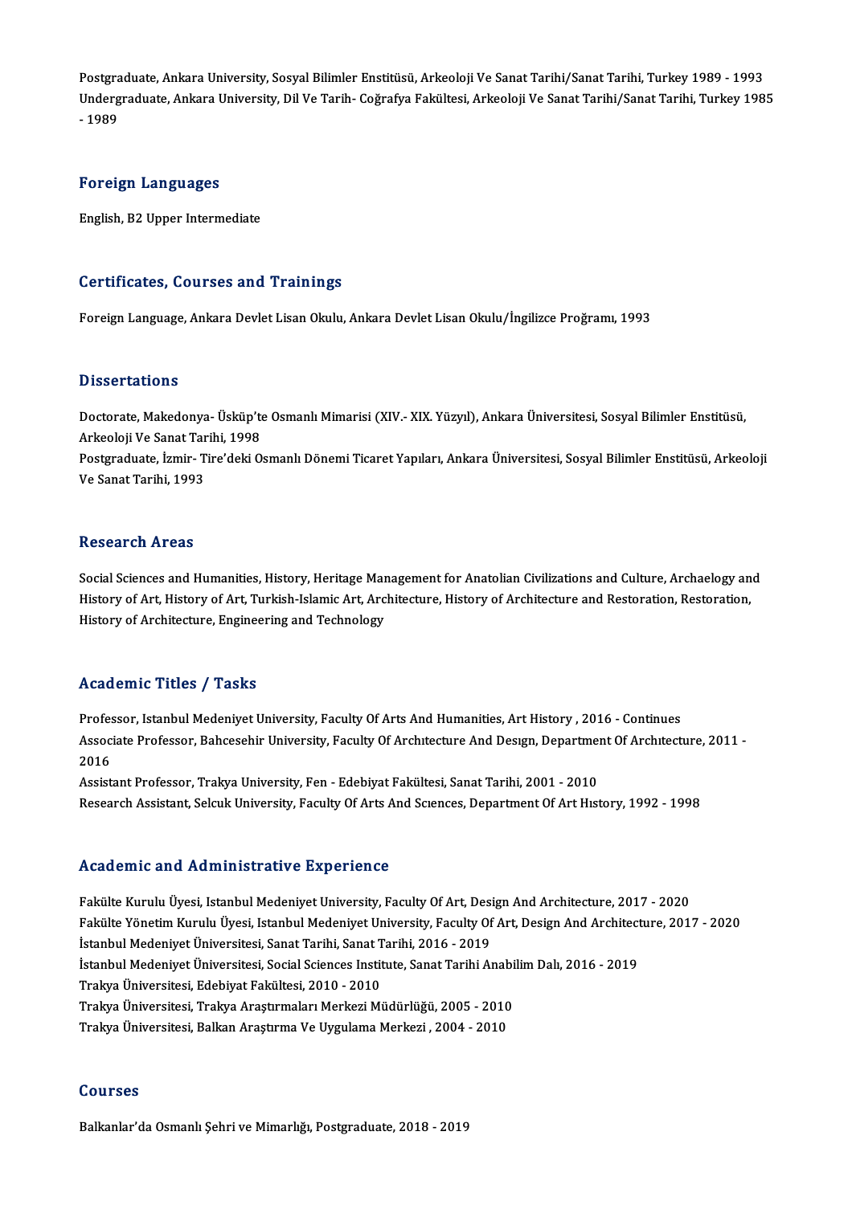Postgraduate, Ankara University, Sosyal Bilimler Enstitüsü, Arkeoloji Ve Sanat Tarihi/Sanat Tarihi, Turkey 1989 - 1993
Undergraduate, Ankara University, Dil Ve Tarih- Coğrafya Fakültesi, Arkeoloji Ve Sanat Tarihi/Sanat Tarihi, Turkey 1985 - 1989

## Foreign Languages

English, B2 Upper Intermediate

## Certificates, Courses and Trainings

Foreign Language, Ankara Devlet Lisan Okulu, Ankara Devlet Lisan Okulu/İngilizce Proğramı, 1993

## Dissertations

Doctorate, Makedonya- Üsküp'te Osmanlı Mimarisi (XIV.- XIX. Yüzyıl), Ankara Üniversitesi, Sosyal Bilimler Enstitüsü, Arkeoloji Ve Sanat Tarihi, 1998
Postgraduate, İzmir- Tire'deki Osmanlı Dönemi Ticaret Yapıları, Ankara Üniversitesi, Sosyal Bilimler Enstitüsü, Arkeoloji Ve Sanat Tarihi, 1993

## Research Areas

Social Sciences and Humanities, History, Heritage Management for Anatolian Civilizations and Culture, Archaelogy and History of Art, History of Art, Turkish-Islamic Art, Architecture, History of Architecture and Restoration, Restoration, History of Architecture, Engineering and Technology

## Academic Titles / Tasks

Professor, Istanbul Medeniyet University, Faculty Of Arts And Humanities, Art History , 2016 - Continues
Associate Professor, Bahcesehir University, Faculty Of Archıtecture And Desıgn, Department Of Archıtecture, 2011 - 2016
Assistant Professor, Trakya University, Fen - Edebiyat Fakültesi, Sanat Tarihi, 2001 - 2010
Research Assistant, Selcuk University, Faculty Of Arts And Scıences, Department Of Art Hıstory, 1992 - 1998

## Academic and Administrative Experience

Fakülte Kurulu Üyesi, Istanbul Medeniyet University, Faculty Of Art, Design And Architecture, 2017 - 2020
Fakülte Yönetim Kurulu Üyesi, Istanbul Medeniyet University, Faculty Of Art, Design And Architecture, 2017 - 2020
İstanbul Medeniyet Üniversitesi, Sanat Tarihi, Sanat Tarihi, 2016 - 2019
İstanbul Medeniyet Üniversitesi, Social Sciences Institute, Sanat Tarihi Anabilim Dalı, 2016 - 2019
Trakya Üniversitesi, Edebiyat Fakültesi, 2010 - 2010
Trakya Üniversitesi, Trakya Araştırmaları Merkezi Müdürlüğü, 2005 - 2010
Trakya Üniversitesi, Balkan Araştırma Ve Uygulama Merkezi , 2004 - 2010

## Courses

Balkanlar'da Osmanlı Şehri ve Mimarlığı, Postgraduate, 2018 - 2019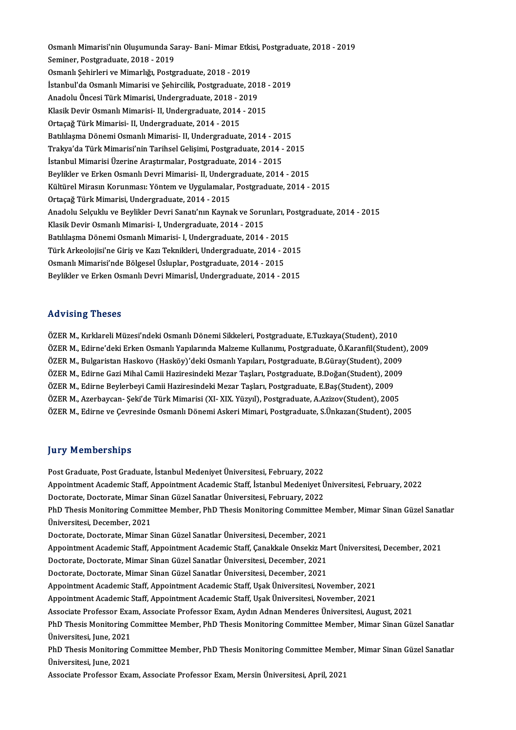Osmanlı Mimarisi'nin Oluşumunda Saray- Bani- Mimar Etkisi, Postgraduate, 2018 - 2019
Seminer, Postgraduate, 2018 - 2019
Osmanlı Şehirleri ve Mimarlığı, Postgraduate, 2018 - 2019
İstanbul'da Osmanlı Mimarisi ve Şehircilik, Postgraduate, 2018 - 2019
Anadolu Öncesi Türk Mimarisi, Undergraduate, 2018 - 2019
Klasik Devir Osmanlı Mimarisi- II, Undergraduate, 2014 - 2015
Ortaçağ Türk Mimarisi- II, Undergraduate, 2014 - 2015
Batılılaşma Dönemi Osmanlı Mimarisi- II, Undergraduate, 2014 - 2015
Trakya'da Türk Mimarisi'nin Tarihsel Gelişimi, Postgraduate, 2014 - 2015
İstanbul Mimarisi Üzerine Araştırmalar, Postgraduate, 2014 - 2015
Beylikler ve Erken Osmanlı Devri Mimarisi- II, Undergraduate, 2014 - 2015
Kültürel Mirasın Korunması: Yöntem ve Uygulamalar, Postgraduate, 2014 - 2015
Ortaçağ Türk Mimarisi, Undergraduate, 2014 - 2015
Anadolu Selçuklu ve Beylikler Devri Sanatı'nın Kaynak ve Sorunları, Postgraduate, 2014 - 2015
Klasik Devir Osmanlı Mimarisi- I, Undergraduate, 2014 - 2015
Batılılaşma Dönemi Osmanlı Mimarisi- I, Undergraduate, 2014 - 2015
Türk Arkeolojisi'ne Giriş ve Kazı Teknikleri, Undergraduate, 2014 - 2015
Osmanlı Mimarisi'nde Bölgesel Üsluplar, Postgraduate, 2014 - 2015
Beylikler ve Erken Osmanlı Devri Mimarisİ, Undergraduate, 2014 - 2015

## Advising Theses

ÖZER M., Kırklareli Müzesi'ndeki Osmanlı Dönemi Sikkeleri, Postgraduate, E.Tuzkaya(Student), 2010
ÖZER M., Edirne'deki Erken Osmanlı Yapılarında Malzeme Kullanımı, Postgraduate, Ö.Karanfil(Student), 2009
ÖZER M., Bulgaristan Haskovo (Hasköy)'deki Osmanlı Yapıları, Postgraduate, B.Güray(Student), 2009
ÖZER M., Edirne Gazi Mihal Camii Haziresindeki Mezar Taşları, Postgraduate, B.Doğan(Student), 2009
ÖZER M., Edirne Beylerbeyi Camii Haziresindeki Mezar Taşları, Postgraduate, E.Baş(Student), 2009
ÖZER M., Azerbaycan- Şeki'de Türk Mimarisi (XI- XIX. Yüzyıl), Postgraduate, A.Azizov(Student), 2005
ÖZER M., Edirne ve Çevresinde Osmanlı Dönemi Askeri Mimari, Postgraduate, S.Ünkazan(Student), 2005

## Jury Memberships

Post Graduate, Post Graduate, İstanbul Medeniyet Üniversitesi, February, 2022
Appointment Academic Staff, Appointment Academic Staff, İstanbul Medeniyet Üniversitesi, February, 2022
Doctorate, Doctorate, Mimar Sinan Güzel Sanatlar Üniversitesi, February, 2022
PhD Thesis Monitoring Committee Member, PhD Thesis Monitoring Committee Member, Mimar Sinan Güzel Sanatlar Üniversitesi, December, 2021
Doctorate, Doctorate, Mimar Sinan Güzel Sanatlar Üniversitesi, December, 2021
Appointment Academic Staff, Appointment Academic Staff, Çanakkale Onsekiz Mart Üniversitesi, December, 2021
Doctorate, Doctorate, Mimar Sinan Güzel Sanatlar Üniversitesi, December, 2021
Doctorate, Doctorate, Mimar Sinan Güzel Sanatlar Üniversitesi, December, 2021
Appointment Academic Staff, Appointment Academic Staff, Uşak Üniversitesi, November, 2021
Appointment Academic Staff, Appointment Academic Staff, Uşak Üniversitesi, November, 2021
Associate Professor Exam, Associate Professor Exam, Aydın Adnan Menderes Üniversitesi, August, 2021
PhD Thesis Monitoring Committee Member, PhD Thesis Monitoring Committee Member, Mimar Sinan Güzel Sanatlar Üniversitesi, June, 2021
PhD Thesis Monitoring Committee Member, PhD Thesis Monitoring Committee Member, Mimar Sinan Güzel Sanatlar Üniversitesi, June, 2021
Associate Professor Exam, Associate Professor Exam, Mersin Üniversitesi, April, 2021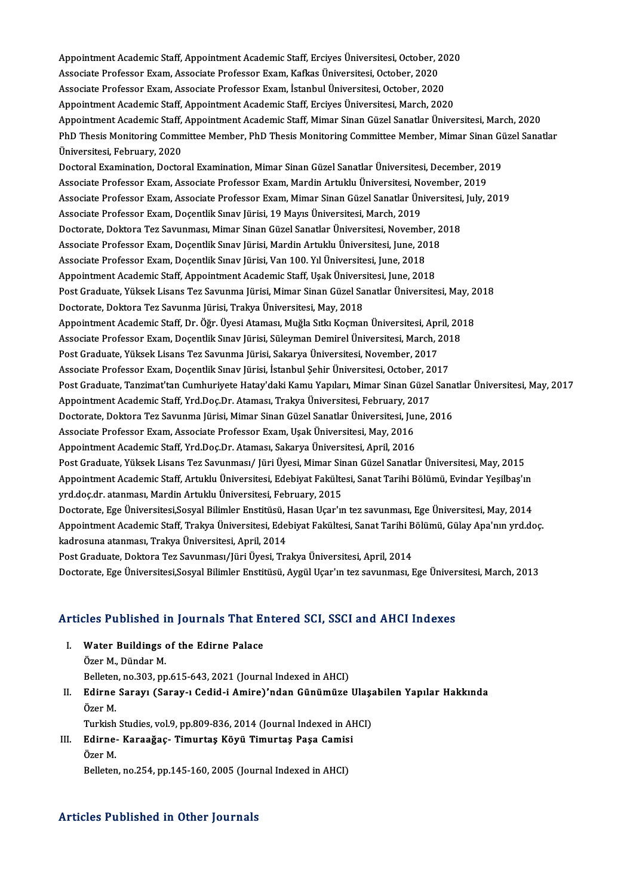Appointment Academic Staff, Appointment Academic Staff, Erciyes Üniversitesi, October, 2020
Associate Professor Exam, Associate Professor Exam, Kafkas Üniversitesi, October, 2020
Associate Professor Exam, Associate Professor Exam, İstanbul Üniversitesi, October, 2020
Appointment Academic Staff, Appointment Academic Staff, Erciyes Üniversitesi, March, 2020
Appointment Academic Staff, Appointment Academic Staff, Mimar Sinan Güzel Sanatlar Üniversitesi, March, 2020
PhD Thesis Monitoring Committee Member, PhD Thesis Monitoring Committee Member, Mimar Sinan Güzel Sanatlar Üniversitesi, February, 2020
Doctoral Examination, Doctoral Examination, Mimar Sinan Güzel Sanatlar Üniversitesi, December, 2019
Associate Professor Exam, Associate Professor Exam, Mardin Artuklu Üniversitesi, November, 2019
Associate Professor Exam, Associate Professor Exam, Mimar Sinan Güzel Sanatlar Üniversitesi, July, 2019
Associate Professor Exam, Doçentlik Sınav Jürisi, 19 Mayıs Üniversitesi, March, 2019
Doctorate, Doktora Tez Savunması, Mimar Sinan Güzel Sanatlar Üniversitesi, November, 2018
Associate Professor Exam, Doçentlik Sınav Jürisi, Mardin Artuklu Üniversitesi, June, 2018
Associate Professor Exam, Doçentlik Sınav Jürisi, Van 100. Yıl Üniversitesi, June, 2018
Appointment Academic Staff, Appointment Academic Staff, Uşak Üniversitesi, June, 2018
Post Graduate, Yüksek Lisans Tez Savunma Jürisi, Mimar Sinan Güzel Sanatlar Üniversitesi, May, 2018
Doctorate, Doktora Tez Savunma Jürisi, Trakya Üniversitesi, May, 2018
Appointment Academic Staff, Dr. Öğr. Üyesi Ataması, Muğla Sıtkı Koçman Üniversitesi, April, 2018
Associate Professor Exam, Doçentlik Sınav Jürisi, Süleyman Demirel Üniversitesi, March, 2018
Post Graduate, Yüksek Lisans Tez Savunma Jürisi, Sakarya Üniversitesi, November, 2017
Associate Professor Exam, Doçentlik Sınav Jürisi, İstanbul Şehir Üniversitesi, October, 2017
Post Graduate, Tanzimat'tan Cumhuriyete Hatay'daki Kamu Yapıları, Mimar Sinan Güzel Sanatlar Üniversitesi, May, 2017
Appointment Academic Staff, Yrd.Doç.Dr. Ataması, Trakya Üniversitesi, February, 2017
Doctorate, Doktora Tez Savunma Jürisi, Mimar Sinan Güzel Sanatlar Üniversitesi, June, 2016
Associate Professor Exam, Associate Professor Exam, Uşak Üniversitesi, May, 2016
Appointment Academic Staff, Yrd.Doç.Dr. Ataması, Sakarya Üniversitesi, April, 2016
Post Graduate, Yüksek Lisans Tez Savunması/ Jüri Üyesi, Mimar Sinan Güzel Sanatlar Üniversitesi, May, 2015
Appointment Academic Staff, Artuklu Üniversitesi, Edebiyat Fakültesi, Sanat Tarihi Bölümü, Evindar Yeşilbaş'ın yrd.doç.dr. atanması, Mardin Artuklu Üniversitesi, February, 2015
Doctorate, Ege Üniversitesi,Sosyal Bilimler Enstitüsü, Hasan Uçar'ın tez savunması, Ege Üniversitesi, May, 2014
Appointment Academic Staff, Trakya Üniversitesi, Edebiyat Fakültesi, Sanat Tarihi Bölümü, Gülay Apa'nın yrd.doç. kadrosuna atanması, Trakya Üniversitesi, April, 2014
Post Graduate, Doktora Tez Savunması/Jüri Üyesi, Trakya Üniversitesi, April, 2014
Doctorate, Ege Üniversitesi,Sosyal Bilimler Enstitüsü, Aygül Uçar'ın tez savunması, Ege Üniversitesi, March, 2013

## Articles Published in Journals That Entered SCI, SSCI and AHCI Indexes

I. **Water Buildings of the Edirne Palace**
   Özer M., Dündar M.
   Belleten, no.303, pp.615-643, 2021 (Journal Indexed in AHCI)

II. **Edirne Sarayı (Saray-ı Cedid-i Amire)'ndan Günümüze Ulaşabilen Yapılar Hakkında**
   Özer M.
   Turkish Studies, vol.9, pp.809-836, 2014 (Journal Indexed in AHCI)

III. **Edirne- Karaağaç- Timurtaş Köyü Timurtaş Paşa Camisi**
   Özer M.
   Belleten, no.254, pp.145-160, 2005 (Journal Indexed in AHCI)

## Articles Published in Other Journals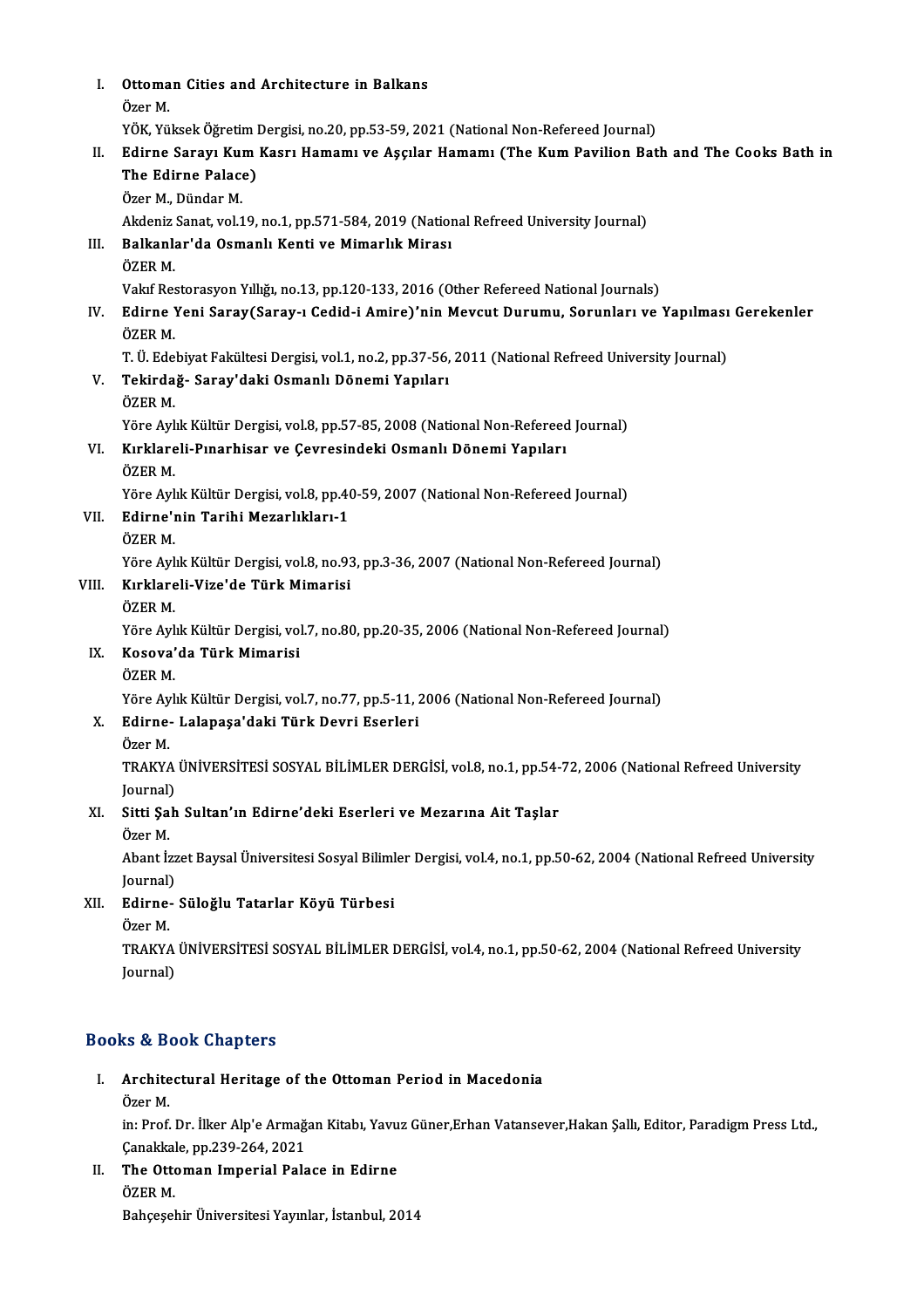I. **Ottoman Cities and Architecture in Balkans**
   Özer M.
   YÖK, Yüksek Öğretim Dergisi, no.20, pp.53-59, 2021 (National Non-Refereed Journal)

II. **Edirne Sarayı Kum Kasrı Hamamı ve Aşçılar Hamamı (The Kum Pavilion Bath and The Cooks Bath in The Edirne Palace)**
   Özer M., Dündar M.
   Akdeniz Sanat, vol.19, no.1, pp.571-584, 2019 (National Refreed University Journal)

III. **Balkanlar'da Osmanlı Kenti ve Mimarlık Mirası**
   ÖZER M.
   Vakıf Restorasyon Yıllığı, no.13, pp.120-133, 2016 (Other Refereed National Journals)

IV. **Edirne Yeni Saray(Saray-ı Cedid-i Amire)'nin Mevcut Durumu, Sorunları ve Yapılması Gerekenler**
   ÖZER M.
   T. Ü. Edebiyat Fakültesi Dergisi, vol.1, no.2, pp.37-56, 2011 (National Refreed University Journal)

V. **Tekirdağ- Saray'daki Osmanlı Dönemi Yapıları**
   ÖZER M.
   Yöre Aylık Kültür Dergisi, vol.8, pp.57-85, 2008 (National Non-Refereed Journal)

VI. **Kırklareli-Pınarhisar ve Çevresindeki Osmanlı Dönemi Yapıları**
   ÖZER M.
   Yöre Aylık Kültür Dergisi, vol.8, pp.40-59, 2007 (National Non-Refereed Journal)

VII. **Edirne'nin Tarihi Mezarlıkları-1**
   ÖZER M.
   Yöre Aylık Kültür Dergisi, vol.8, no.93, pp.3-36, 2007 (National Non-Refereed Journal)

VIII. **Kırklareli-Vize'de Türk Mimarisi**
   ÖZER M.
   Yöre Aylık Kültür Dergisi, vol.7, no.80, pp.20-35, 2006 (National Non-Refereed Journal)

IX. **Kosova'da Türk Mimarisi**
   ÖZER M.
   Yöre Aylık Kültür Dergisi, vol.7, no.77, pp.5-11, 2006 (National Non-Refereed Journal)

X. **Edirne- Lalapaşa'daki Türk Devri Eserleri**
   Özer M.
   TRAKYA ÜNİVERSİTESİ SOSYAL BİLİMLER DERGİSİ, vol.8, no.1, pp.54-72, 2006 (National Refreed University Journal)

XI. **Sitti Şah Sultan'ın Edirne'deki Eserleri ve Mezarına Ait Taşlar**
   Özer M.
   Abant İzzet Baysal Üniversitesi Sosyal Bilimler Dergisi, vol.4, no.1, pp.50-62, 2004 (National Refreed University Journal)

XII. **Edirne- Süloğlu Tatarlar Köyü Türbesi**
   Özer M.
   TRAKYA ÜNİVERSİTESİ SOSYAL BİLİMLER DERGİSİ, vol.4, no.1, pp.50-62, 2004 (National Refreed University Journal)

## Books & Book Chapters

I. **Architectural Heritage of the Ottoman Period in Macedonia**
   Özer M.
   in: Prof. Dr. İlker Alp'e Armağan Kitabı, Yavuz Güner,Erhan Vatansever,Hakan Şallı, Editor, Paradigm Press Ltd., Çanakkale, pp.239-264, 2021

II. **The Ottoman Imperial Palace in Edirne**
   ÖZER M.
   Bahçeşehir Üniversitesi Yayınlar, İstanbul, 2014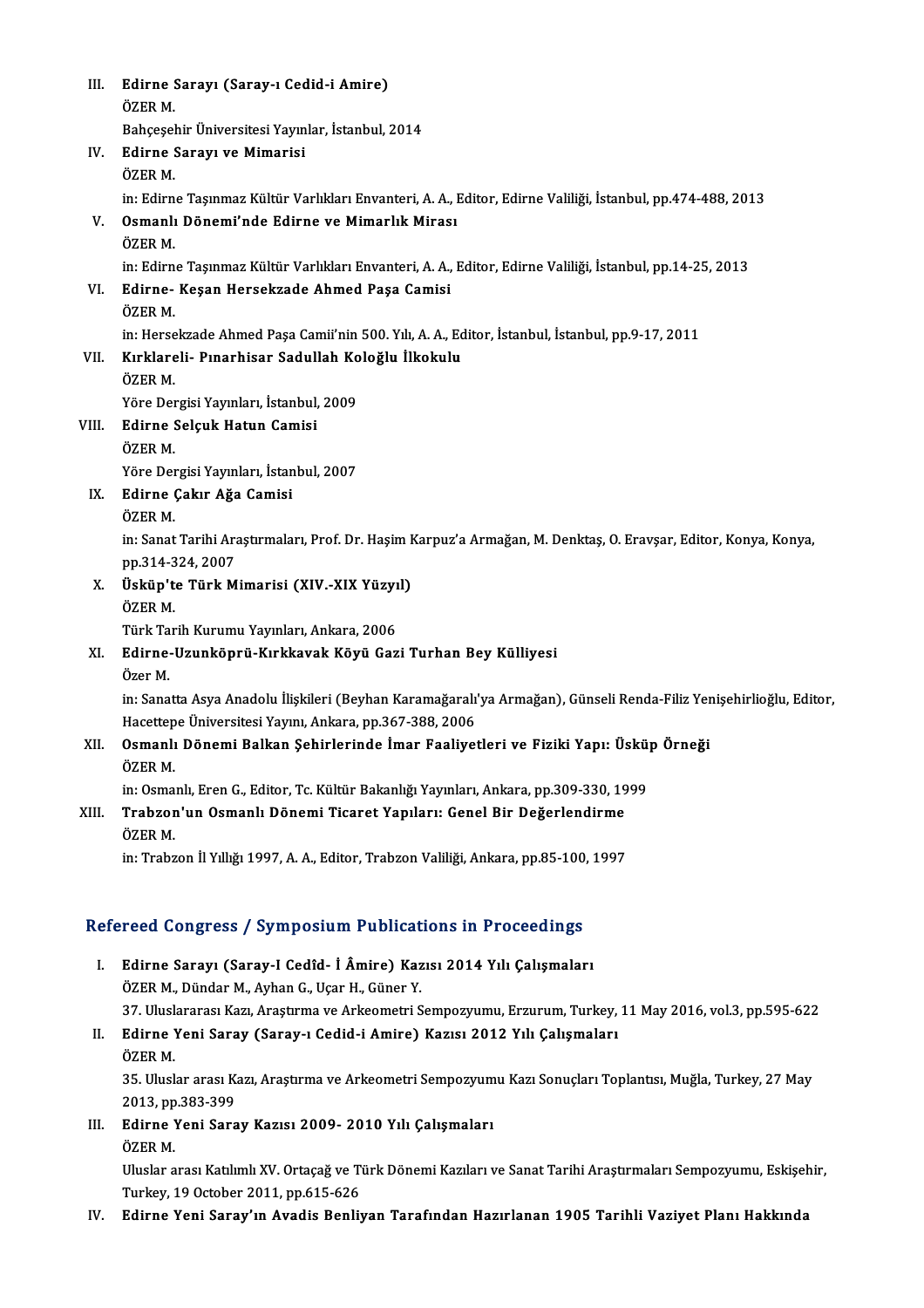III. **Edirne Sarayı (Saray-ı Cedid-i Amire)**
ÖZER M.
Bahçeşehir Üniversitesi Yayınlar, İstanbul, 2014

IV. **Edirne Sarayı ve Mimarisi**
ÖZER M.
in: Edirne Taşınmaz Kültür Varlıkları Envanteri, A. A., Editor, Edirne Valiliği, İstanbul, pp.474-488, 2013

V. **Osmanlı Dönemi'nde Edirne ve Mimarlık Mirası**
ÖZER M.
in: Edirne Taşınmaz Kültür Varlıkları Envanteri, A. A., Editor, Edirne Valiliği, İstanbul, pp.14-25, 2013

VI. **Edirne- Keşan Hersekzade Ahmed Paşa Camisi**
ÖZER M.
in: Hersekzade Ahmed Paşa Camii'nin 500. Yılı, A. A., Editor, İstanbul, İstanbul, pp.9-17, 2011

VII. **Kırklareli- Pınarhisar Sadullah Koloğlu İlkokulu**
ÖZER M.
Yöre Dergisi Yayınları, İstanbul, 2009

VIII. **Edirne Selçuk Hatun Camisi**
ÖZER M.
Yöre Dergisi Yayınları, İstanbul, 2007

IX. **Edirne Çakır Ağa Camisi**
ÖZER M.
in: Sanat Tarihi Araştırmaları, Prof. Dr. Haşim Karpuz'a Armağan, M. Denktaş, O. Eravşar, Editor, Konya, Konya, pp.314-324, 2007

X. **Üsküp'te Türk Mimarisi (XIV.-XIX Yüzyıl)**
ÖZER M.
Türk Tarih Kurumu Yayınları, Ankara, 2006

XI. **Edirne-Uzunköprü-Kırkkavak Köyü Gazi Turhan Bey Külliyesi**
Özer M.
in: Sanatta Asya Anadolu İlişkileri (Beyhan Karamağaralı'ya Armağan), Günseli Renda-Filiz Yenişehirlioğlu, Editor, Hacettepe Üniversitesi Yayını, Ankara, pp.367-388, 2006

XII. **Osmanlı Dönemi Balkan Şehirlerinde İmar Faaliyetleri ve Fiziki Yapı: Üsküp Örneği**
ÖZER M.
in: Osmanlı, Eren G., Editor, Tc. Kültür Bakanlığı Yayınları, Ankara, pp.309-330, 1999

XIII. **Trabzon'un Osmanlı Dönemi Ticaret Yapıları: Genel Bir Değerlendirme**
ÖZER M.
in: Trabzon İl Yıllığı 1997, A. A., Editor, Trabzon Valiliği, Ankara, pp.85-100, 1997

## Refereed Congress / Symposium Publications in Proceedings

I. **Edirne Sarayı (Saray-I Cedîd- İ Âmire) Kazısı 2014 Yılı Çalışmaları**
ÖZER M., Dündar M., Ayhan G., Uçar H., Güner Y.
37. Uluslararası Kazı, Araştırma ve Arkeometri Sempozyumu, Erzurum, Turkey, 11 May 2016, vol.3, pp.595-622

II. **Edirne Yeni Saray (Saray-ı Cedid-i Amire) Kazısı 2012 Yılı Çalışmaları**
ÖZER M.
35. Uluslar arası Kazı, Araştırma ve Arkeometri Sempozyumu Kazı Sonuçları Toplantısı, Muğla, Turkey, 27 May 2013, pp.383-399

III. **Edirne Yeni Saray Kazısı 2009- 2010 Yılı Çalışmaları**
ÖZER M.
Uluslar arası Katılımlı XV. Ortaçağ ve Türk Dönemi Kazıları ve Sanat Tarihi Araştırmaları Sempozyumu, Eskişehir, Turkey, 19 October 2011, pp.615-626

IV. **Edirne Yeni Saray'ın Avadis Benliyan Tarafından Hazırlanan 1905 Tarihli Vaziyet Planı Hakkında**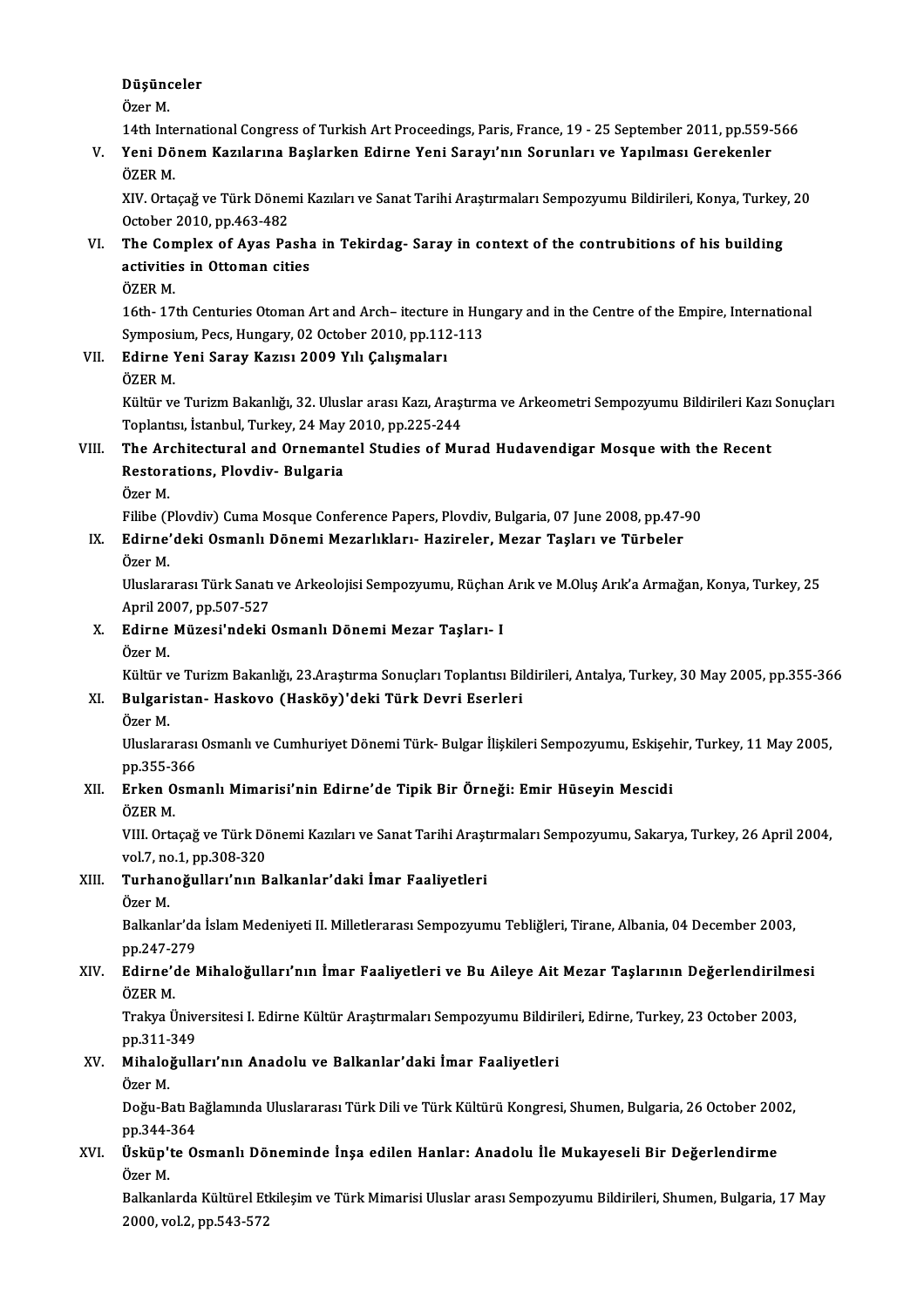**Düşünceler**
Özer M.
14th International Congress of Turkish Art Proceedings, Paris, France, 19 - 25 September 2011, pp.559-566

V. **Yeni Dönem Kazılarına Başlarken Edirne Yeni Sarayı'nın Sorunları ve Yapılması Gerekenler**
ÖZER M.
XIV. Ortaçağ ve Türk Dönemi Kazıları ve Sanat Tarihi Araştırmaları Sempozyumu Bildirileri, Konya, Turkey, 20 October 2010, pp.463-482

VI. **The Complex of Ayas Pasha in Tekirdag- Saray in context of the contrubitions of his building activities in Ottoman cities**
ÖZER M.
16th- 17th Centuries Otoman Art and Arch– itecture in Hungary and in the Centre of the Empire, International Symposium, Pecs, Hungary, 02 October 2010, pp.112-113

VII. **Edirne Yeni Saray Kazısı 2009 Yılı Çalışmaları**
ÖZER M.
Kültür ve Turizm Bakanlığı, 32. Uluslar arası Kazı, Araştırma ve Arkeometri Sempozyumu Bildirileri Kazı Sonuçları Toplantısı, İstanbul, Turkey, 24 May 2010, pp.225-244

VIII. **The Architectural and Ornemantel Studies of Murad Hudavendigar Mosque with the Recent Restorations, Plovdiv- Bulgaria**
Özer M.
Filibe (Plovdiv) Cuma Mosque Conference Papers, Plovdiv, Bulgaria, 07 June 2008, pp.47-90

IX. **Edirne'deki Osmanlı Dönemi Mezarlıkları- Hazireler, Mezar Taşları ve Türbeler**
Özer M.
Uluslararası Türk Sanatı ve Arkeolojisi Sempozyumu, Rüçhan Arık ve M.Oluş Arık'a Armağan, Konya, Turkey, 25 April 2007, pp.507-527

X. **Edirne Müzesi'ndeki Osmanlı Dönemi Mezar Taşları- I**
Özer M.
Kültür ve Turizm Bakanlığı, 23.Araştırma Sonuçları Toplantısı Bildirileri, Antalya, Turkey, 30 May 2005, pp.355-366

XI. **Bulgaristan- Haskovo (Hasköy)'deki Türk Devri Eserleri**
Özer M.
Uluslararası Osmanlı ve Cumhuriyet Dönemi Türk- Bulgar İlişkileri Sempozyumu, Eskişehir, Turkey, 11 May 2005, pp.355-366

XII. **Erken Osmanlı Mimarisi'nin Edirne'de Tipik Bir Örneği: Emir Hüseyin Mescidi**
ÖZER M.
VIII. Ortaçağ ve Türk Dönemi Kazıları ve Sanat Tarihi Araştırmaları Sempozyumu, Sakarya, Turkey, 26 April 2004, vol.7, no.1, pp.308-320

XIII. **Turhanoğulları'nın Balkanlar'daki İmar Faaliyetleri**
Özer M.
Balkanlar'da İslam Medeniyeti II. Milletlerarası Sempozyumu Tebliğleri, Tirane, Albania, 04 December 2003, pp.247-279

XIV. **Edirne'de Mihaloğulları'nın İmar Faaliyetleri ve Bu Aileye Ait Mezar Taşlarının Değerlendirilmesi**
ÖZER M.
Trakya Üniversitesi I. Edirne Kültür Araştırmaları Sempozyumu Bildirileri, Edirne, Turkey, 23 October 2003, pp.311-349

XV. **Mihaloğulları'nın Anadolu ve Balkanlar'daki İmar Faaliyetleri**
Özer M.
Doğu-Batı Bağlamında Uluslararası Türk Dili ve Türk Kültürü Kongresi, Shumen, Bulgaria, 26 October 2002, pp.344-364

XVI. **Üsküp'te Osmanlı Döneminde İnşa edilen Hanlar: Anadolu İle Mukayeseli Bir Değerlendirme**
Özer M.
Balkanlarda Kültürel Etkileşim ve Türk Mimarisi Uluslar arası Sempozyumu Bildirileri, Shumen, Bulgaria, 17 May 2000, vol.2, pp.543-572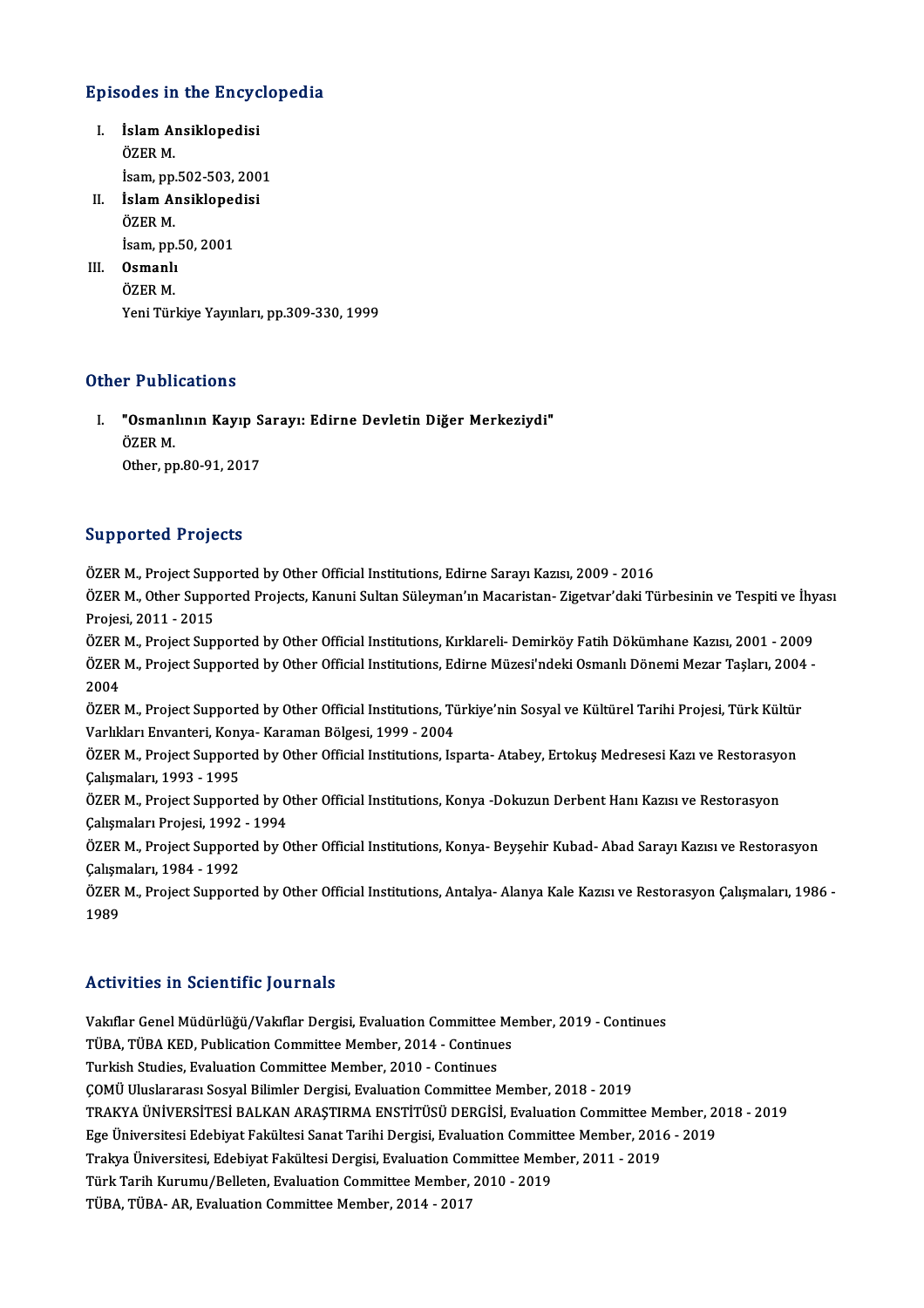## Episodes in the Encyclopedia

I. **İslam Ansiklopedisi**
   ÖZER M.
   İsam, pp.502-503, 2001
II. **İslam Ansiklopedisi**
   ÖZER M.
   İsam, pp.50, 2001
III. **Osmanlı**
   ÖZER M.
   Yeni Türkiye Yayınları, pp.309-330, 1999

## Other Publications

I. **"Osmanlının Kayıp Sarayı: Edirne Devletin Diğer Merkeziydi"**
   ÖZER M.
   Other, pp.80-91, 2017

## Supported Projects

ÖZER M., Project Supported by Other Official Institutions, Edirne Sarayı Kazısı, 2009 - 2016

ÖZER M., Other Supported Projects, Kanuni Sultan Süleyman'ın Macaristan- Zigetvar'daki Türbesinin ve Tespiti ve İhyası Projesi, 2011 - 2015

ÖZER M., Project Supported by Other Official Institutions, Kırklareli- Demirköy Fatih Dökümhane Kazısı, 2001 - 2009

ÖZER M., Project Supported by Other Official Institutions, Edirne Müzesi'ndeki Osmanlı Dönemi Mezar Taşları, 2004 - 2004

ÖZER M., Project Supported by Other Official Institutions, Türkiye'nin Sosyal ve Kültürel Tarihi Projesi, Türk Kültür Varlıkları Envanteri, Konya- Karaman Bölgesi, 1999 - 2004

ÖZER M., Project Supported by Other Official Institutions, Isparta- Atabey, Ertokuş Medresesi Kazı ve Restorasyon Çalışmaları, 1993 - 1995

ÖZER M., Project Supported by Other Official Institutions, Konya -Dokuzun Derbent Hanı Kazısı ve Restorasyon Çalışmaları Projesi, 1992 - 1994

ÖZER M., Project Supported by Other Official Institutions, Konya- Beyşehir Kubad- Abad Sarayı Kazısı ve Restorasyon Çalışmaları, 1984 - 1992

ÖZER M., Project Supported by Other Official Institutions, Antalya- Alanya Kale Kazısı ve Restorasyon Çalışmaları, 1986 - 1989

## Activities in Scientific Journals

Vakıflar Genel Müdürlüğü/Vakıflar Dergisi, Evaluation Committee Member, 2019 - Continues
TÜBA, TÜBA KED, Publication Committee Member, 2014 - Continues
Turkish Studies, Evaluation Committee Member, 2010 - Continues
ÇOMÜ Uluslararası Sosyal Bilimler Dergisi, Evaluation Committee Member, 2018 - 2019
TRAKYA ÜNİVERSİTESİ BALKAN ARAŞTIRMA ENSTİTÜSÜ DERGİSİ, Evaluation Committee Member, 2018 - 2019
Ege Üniversitesi Edebiyat Fakültesi Sanat Tarihi Dergisi, Evaluation Committee Member, 2016 - 2019
Trakya Üniversitesi, Edebiyat Fakültesi Dergisi, Evaluation Committee Member, 2011 - 2019
Türk Tarih Kurumu/Belleten, Evaluation Committee Member, 2010 - 2019
TÜBA, TÜBA- AR, Evaluation Committee Member, 2014 - 2017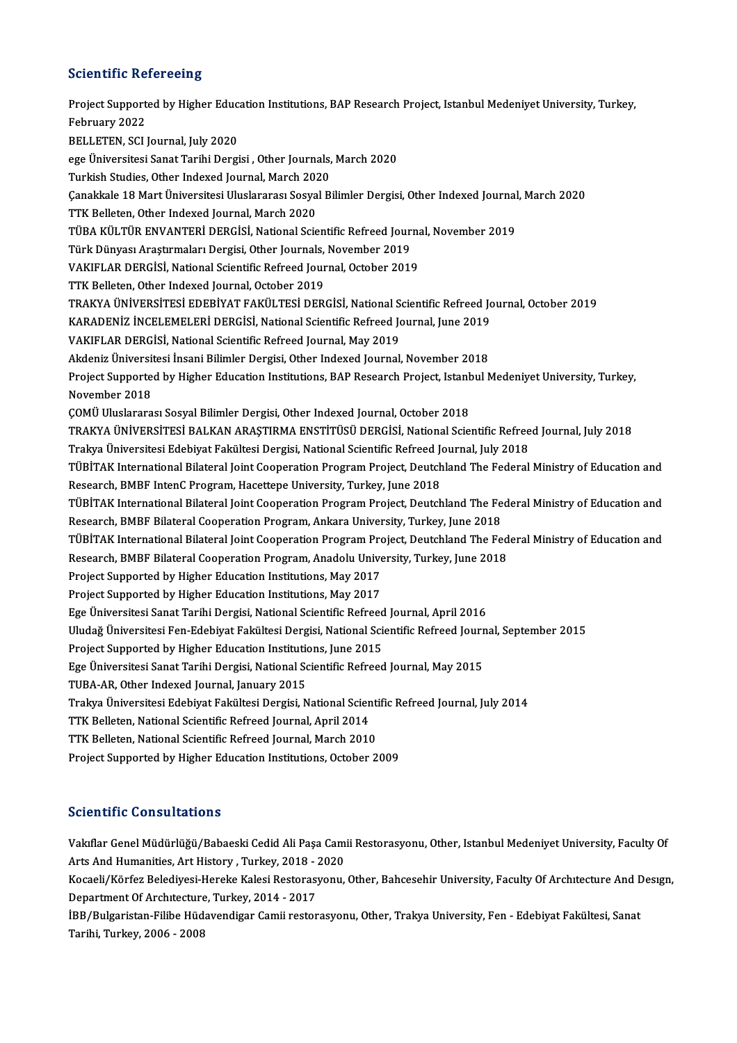## Scientific Refereeing

Project Supported by Higher Education Institutions, BAP Research Project, Istanbul Medeniyet University, Turkey, February 2022
BELLETEN, SCI Journal, July 2020
ege Üniversitesi Sanat Tarihi Dergisi , Other Journals, March 2020
Turkish Studies, Other Indexed Journal, March 2020
Çanakkale 18 Mart Üniversitesi Uluslararası Sosyal Bilimler Dergisi, Other Indexed Journal, March 2020
TTK Belleten, Other Indexed Journal, March 2020
TÜBA KÜLTÜR ENVANTERİ DERGİSİ, National Scientific Refreed Journal, November 2019
Türk Dünyası Araştırmaları Dergisi, Other Journals, November 2019
VAKIFLAR DERGİSİ, National Scientific Refreed Journal, October 2019
TTK Belleten, Other Indexed Journal, October 2019
TRAKYA ÜNİVERSİTESİ EDEBİYAT FAKÜLTESİ DERGİSİ, National Scientific Refreed Journal, October 2019
KARADENİZ İNCELEMELERİ DERGİSİ, National Scientific Refreed Journal, June 2019
VAKIFLAR DERGİSİ, National Scientific Refreed Journal, May 2019
Akdeniz Üniversitesi İnsani Bilimler Dergisi, Other Indexed Journal, November 2018
Project Supported by Higher Education Institutions, BAP Research Project, Istanbul Medeniyet University, Turkey, November 2018
ÇOMÜ Uluslararası Sosyal Bilimler Dergisi, Other Indexed Journal, October 2018
TRAKYA ÜNİVERSİTESİ BALKAN ARAŞTIRMA ENSTİTÜSÜ DERGİSİ, National Scientific Refreed Journal, July 2018
Trakya Üniversitesi Edebiyat Fakültesi Dergisi, National Scientific Refreed Journal, July 2018
TÜBİTAK International Bilateral Joint Cooperation Program Project, Deutchland The Federal Ministry of Education and Research, BMBF IntenC Program, Hacettepe University, Turkey, June 2018
TÜBİTAK International Bilateral Joint Cooperation Program Project, Deutchland The Federal Ministry of Education and Research, BMBF Bilateral Cooperation Program, Ankara University, Turkey, June 2018
TÜBİTAK International Bilateral Joint Cooperation Program Project, Deutchland The Federal Ministry of Education and Research, BMBF Bilateral Cooperation Program, Anadolu University, Turkey, June 2018
Project Supported by Higher Education Institutions, May 2017
Project Supported by Higher Education Institutions, May 2017
Ege Üniversitesi Sanat Tarihi Dergisi, National Scientific Refreed Journal, April 2016
Uludağ Üniversitesi Fen-Edebiyat Fakültesi Dergisi, National Scientific Refreed Journal, September 2015
Project Supported by Higher Education Institutions, June 2015
Ege Üniversitesi Sanat Tarihi Dergisi, National Scientific Refreed Journal, May 2015
TUBA-AR, Other Indexed Journal, January 2015
Trakya Üniversitesi Edebiyat Fakültesi Dergisi, National Scientific Refreed Journal, July 2014
TTK Belleten, National Scientific Refreed Journal, April 2014
TTK Belleten, National Scientific Refreed Journal, March 2010
Project Supported by Higher Education Institutions, October 2009

## Scientific Consultations

Vakıflar Genel Müdürlüğü/Babaeski Cedid Ali Paşa Camii Restorasyonu, Other, Istanbul Medeniyet University, Faculty Of Arts And Humanities, Art History , Turkey, 2018 - 2020
Kocaeli/Körfez Belediyesi-Hereke Kalesi Restorasyonu, Other, Bahcesehir University, Faculty Of Archıtecture And Desıgn, Department Of Archıtecture, Turkey, 2014 - 2017
İBB/Bulgaristan-Filibe Hüdavendigar Camii restorasyonu, Other, Trakya University, Fen - Edebiyat Fakültesi, Sanat Tarihi, Turkey, 2006 - 2008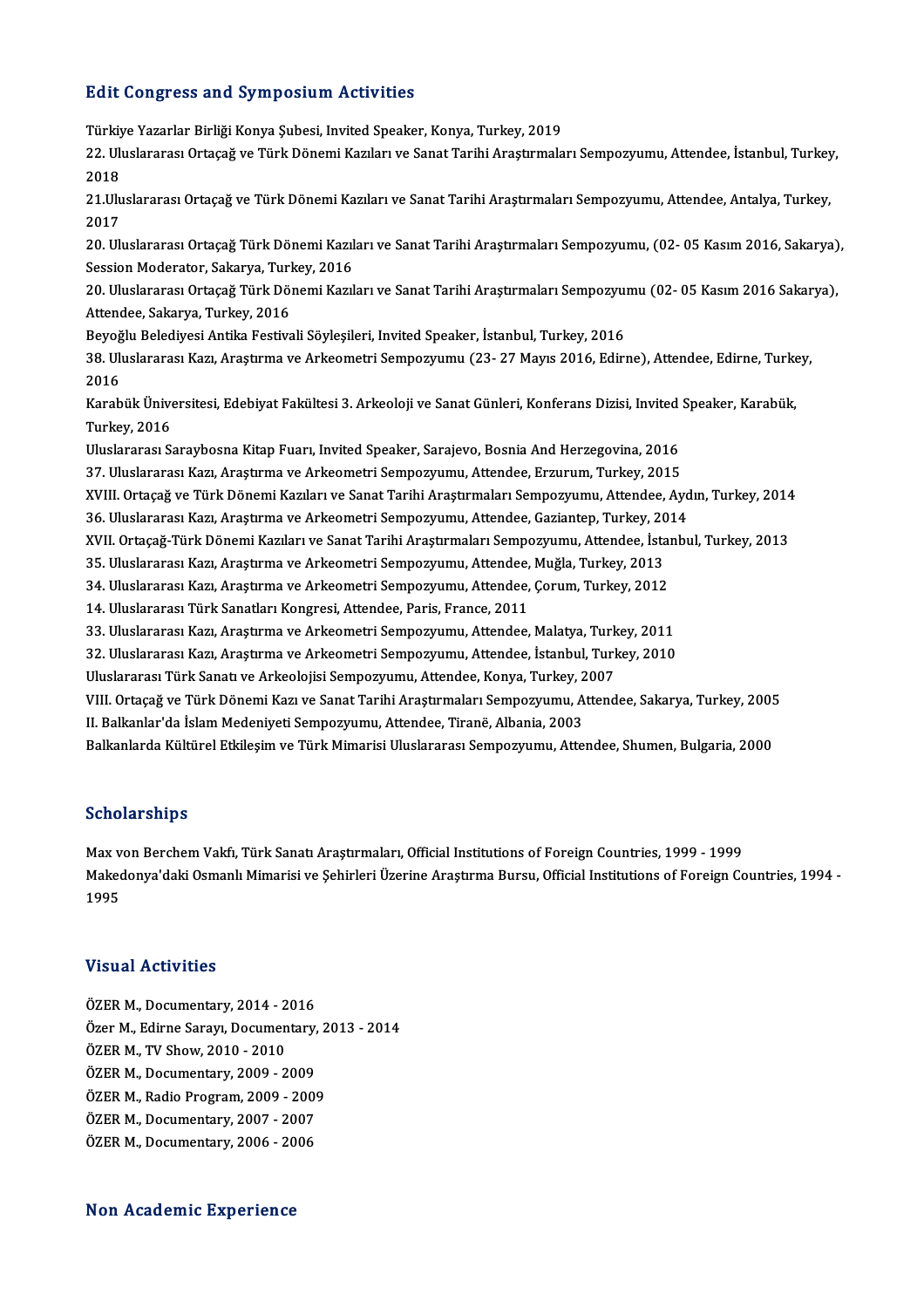## Edit Congress and Symposium Activities

Türkiye Yazarlar Birliği Konya Şubesi, Invited Speaker, Konya, Turkey, 2019

22. Uluslararası Ortaçağ ve Türk Dönemi Kazıları ve Sanat Tarihi Araştırmaları Sempozyumu, Attendee, İstanbul, Turkey, 2018

21.Uluslararası Ortaçağ ve Türk Dönemi Kazıları ve Sanat Tarihi Araştırmaları Sempozyumu, Attendee, Antalya, Turkey, 2017

20. Uluslararası Ortaçağ Türk Dönemi Kazıları ve Sanat Tarihi Araştırmaları Sempozyumu, (02- 05 Kasım 2016, Sakarya), Session Moderator, Sakarya, Turkey, 2016

20. Uluslararası Ortaçağ Türk Dönemi Kazıları ve Sanat Tarihi Araştırmaları Sempozyumu (02- 05 Kasım 2016 Sakarya), Attendee, Sakarya, Turkey, 2016

Beyoğlu Belediyesi Antika Festivali Söyleşileri, Invited Speaker, İstanbul, Turkey, 2016

38. Uluslararası Kazı, Araştırma ve Arkeometri Sempozyumu (23- 27 Mayıs 2016, Edirne), Attendee, Edirne, Turkey, 2016

Karabük Üniversitesi, Edebiyat Fakültesi 3. Arkeoloji ve Sanat Günleri, Konferans Dizisi, Invited Speaker, Karabük, Turkey, 2016

Uluslararası Saraybosna Kitap Fuarı, Invited Speaker, Sarajevo, Bosnia And Herzegovina, 2016

37. Uluslararası Kazı, Araştırma ve Arkeometri Sempozyumu, Attendee, Erzurum, Turkey, 2015

XVIII. Ortaçağ ve Türk Dönemi Kazıları ve Sanat Tarihi Araştırmaları Sempozyumu, Attendee, Aydın, Turkey, 2014

36. Uluslararası Kazı, Araştırma ve Arkeometri Sempozyumu, Attendee, Gaziantep, Turkey, 2014

XVII. Ortaçağ-Türk Dönemi Kazıları ve Sanat Tarihi Araştırmaları Sempozyumu, Attendee, İstanbul, Turkey, 2013

35. Uluslararası Kazı, Araştırma ve Arkeometri Sempozyumu, Attendee, Muğla, Turkey, 2013

34. Uluslararası Kazı, Araştırma ve Arkeometri Sempozyumu, Attendee, Çorum, Turkey, 2012

14. Uluslararası Türk Sanatları Kongresi, Attendee, Paris, France, 2011

33. Uluslararası Kazı, Araştırma ve Arkeometri Sempozyumu, Attendee, Malatya, Turkey, 2011

32. Uluslararası Kazı, Araştırma ve Arkeometri Sempozyumu, Attendee, İstanbul, Turkey, 2010

Uluslararası Türk Sanatı ve Arkeolojisi Sempozyumu, Attendee, Konya, Turkey, 2007

VIII. Ortaçağ ve Türk Dönemi Kazı ve Sanat Tarihi Araştırmaları Sempozyumu, Attendee, Sakarya, Turkey, 2005

II. Balkanlar'da İslam Medeniyeti Sempozyumu, Attendee, Tiranë, Albania, 2003

Balkanlarda Kültürel Etkileşim ve Türk Mimarisi Uluslararası Sempozyumu, Attendee, Shumen, Bulgaria, 2000

## Scholarships

Max von Berchem Vakfı, Türk Sanatı Araştırmaları, Official Institutions of Foreign Countries, 1999 - 1999

Makedonya'daki Osmanlı Mimarisi ve Şehirleri Üzerine Araştırma Bursu, Official Institutions of Foreign Countries, 1994 - 1995

## Visual Activities

ÖZER M., Documentary, 2014 - 2016

Özer M., Edirne Sarayı, Documentary, 2013 - 2014

ÖZER M., TV Show, 2010 - 2010

ÖZER M., Documentary, 2009 - 2009

ÖZER M., Radio Program, 2009 - 2009

ÖZER M., Documentary, 2007 - 2007

ÖZER M., Documentary, 2006 - 2006

## Non Academic Experience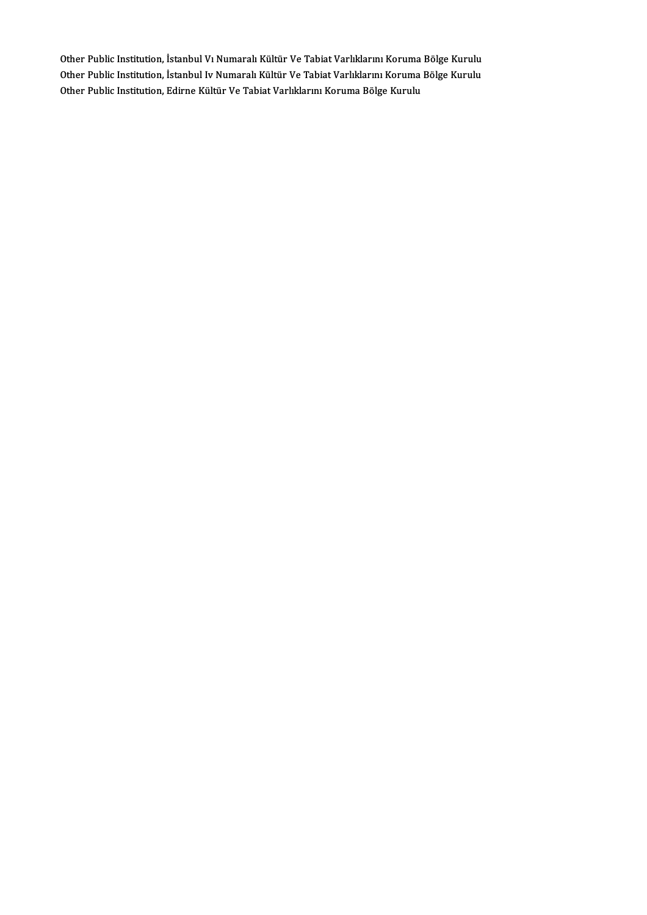Other Public Institution, İstanbul Vı Numaralı Kültür Ve Tabiat Varlıklarını Koruma Bölge Kurulu
Other Public Institution, İstanbul Iv Numaralı Kültür Ve Tabiat Varlıklarını Koruma Bölge Kurulu
Other Public Institution, Edirne Kültür Ve Tabiat Varlıklarını Koruma Bölge Kurulu